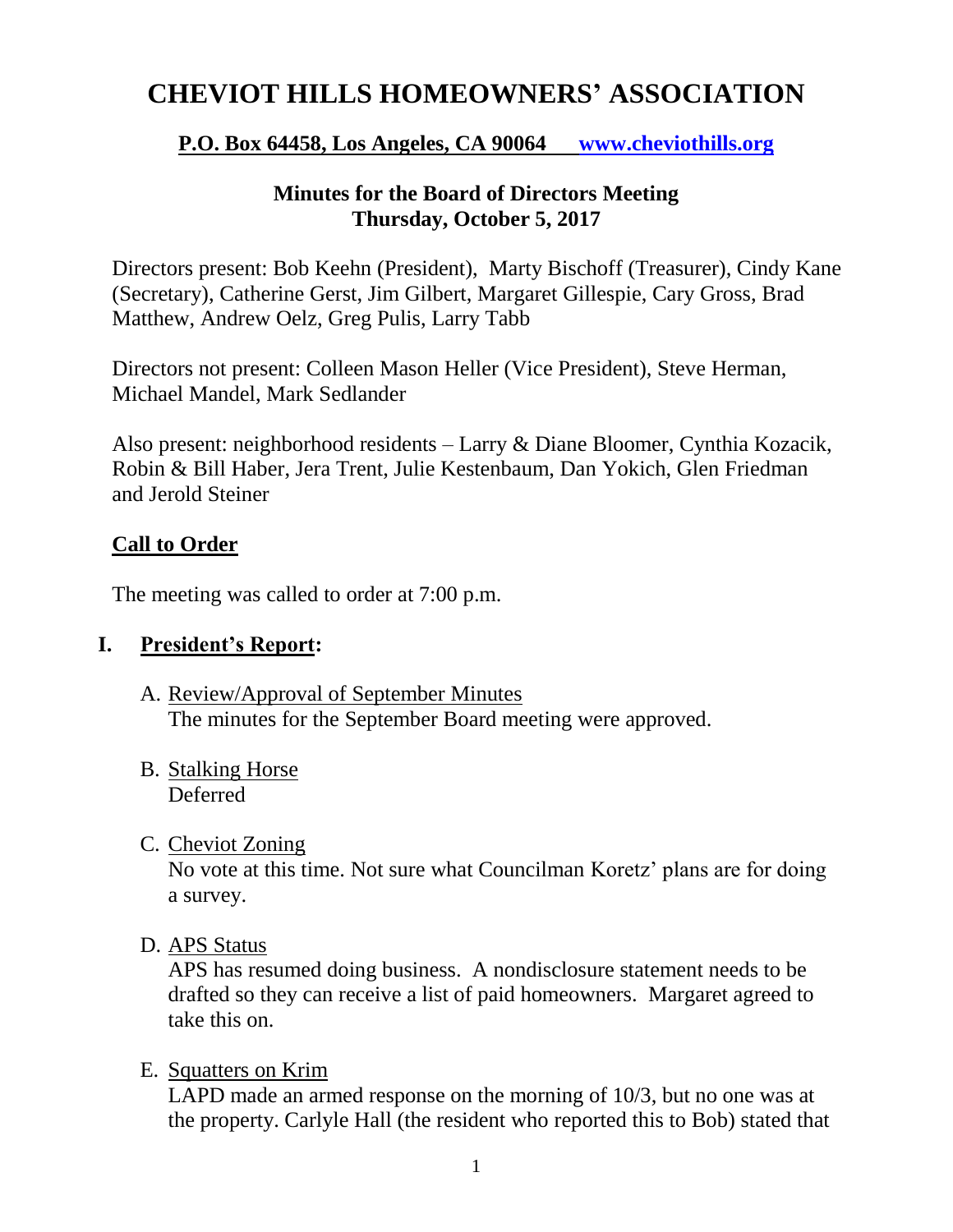# CHEVIOT HILLS HOMEOWNERS' ASSOCIATION

**P.O. Box 64458, Los Angeles, CA 90064 [www.cheviothills.org](http://www.cheviothills.org)**

**Minutes for the Board of Directors Meeting**
**Thursday, October 5, 2017**

Directors present: Bob Keehn (President), Marty Bischoff (Treasurer), Cindy Kane (Secretary), Catherine Gerst, Jim Gilbert, Margaret Gillespie, Cary Gross, Brad Matthew, Andrew Oelz, Greg Pulis, Larry Tabb

Directors not present: Colleen Mason Heller (Vice President), Steve Herman, Michael Mandel, Mark Sedlander

Also present: neighborhood residents – Larry & Diane Bloomer, Cynthia Kozacik, Robin & Bill Haber, Jera Trent, Julie Kestenbaum, Dan Yokich, Glen Friedman and Jerold Steiner

## Call to Order

The meeting was called to order at 7:00 p.m.

## I. President's Report:

A. Review/Approval of September Minutes
The minutes for the September Board meeting were approved.

B. Stalking Horse
Deferred

C. Cheviot Zoning
No vote at this time. Not sure what Councilman Koretz' plans are for doing a survey.

D. APS Status
APS has resumed doing business. A nondisclosure statement needs to be drafted so they can receive a list of paid homeowners. Margaret agreed to take this on.

E. Squatters on Krim
LAPD made an armed response on the morning of 10/3, but no one was at the property. Carlyle Hall (the resident who reported this to Bob) stated that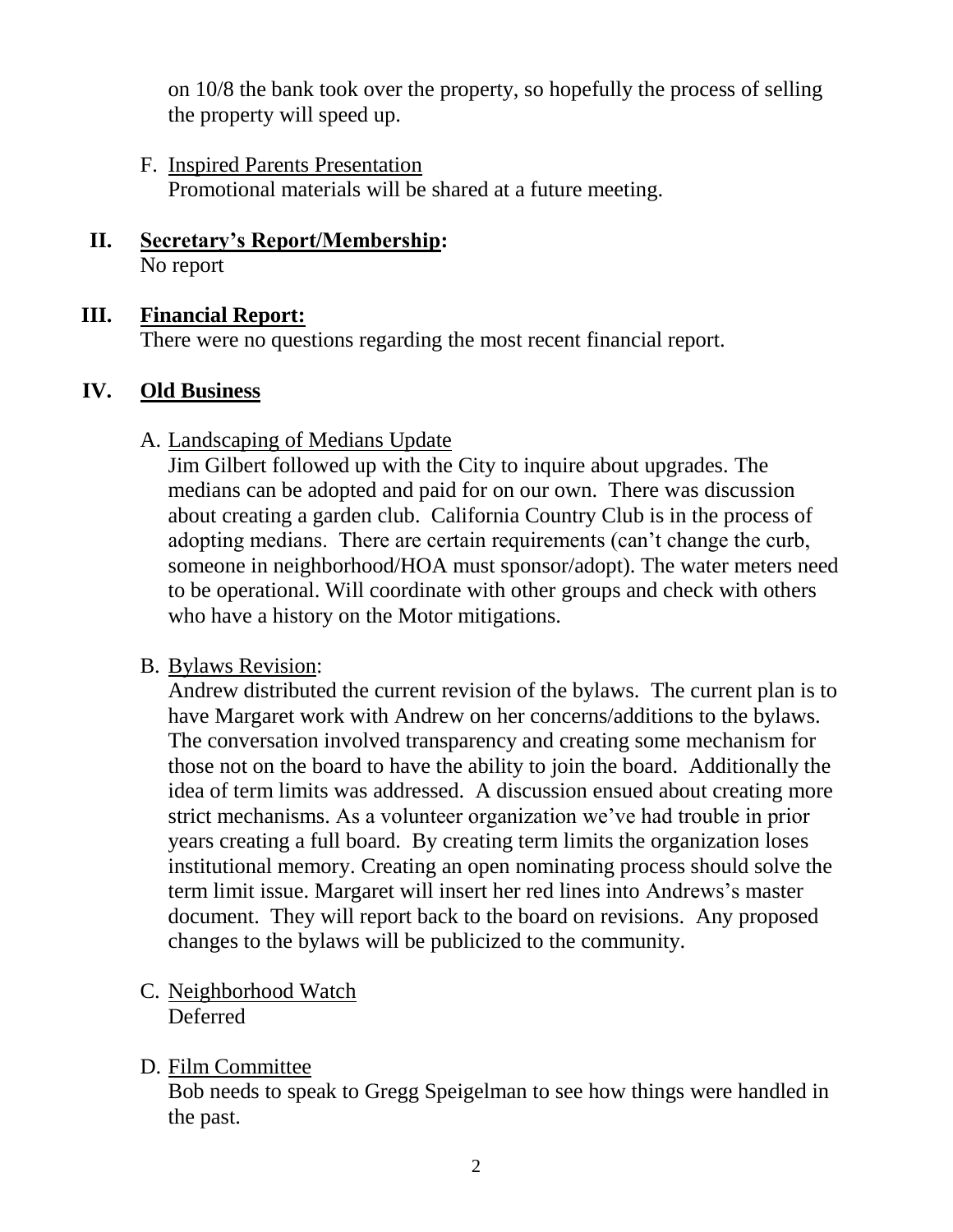on 10/8 the bank took over the property, so hopefully the process of selling the property will speed up.

F. Inspired Parents Presentation
Promotional materials will be shared at a future meeting.

## II. Secretary's Report/Membership:

No report

## III. Financial Report:

There were no questions regarding the most recent financial report.

## IV. Old Business

A. Landscaping of Medians Update
Jim Gilbert followed up with the City to inquire about upgrades. The medians can be adopted and paid for on our own. There was discussion about creating a garden club. California Country Club is in the process of adopting medians. There are certain requirements (can't change the curb, someone in neighborhood/HOA must sponsor/adopt). The water meters need to be operational. Will coordinate with other groups and check with others who have a history on the Motor mitigations.

B. Bylaws Revision:
Andrew distributed the current revision of the bylaws. The current plan is to have Margaret work with Andrew on her concerns/additions to the bylaws. The conversation involved transparency and creating some mechanism for those not on the board to have the ability to join the board. Additionally the idea of term limits was addressed. A discussion ensued about creating more strict mechanisms. As a volunteer organization we've had trouble in prior years creating a full board. By creating term limits the organization loses institutional memory. Creating an open nominating process should solve the term limit issue. Margaret will insert her red lines into Andrews's master document. They will report back to the board on revisions. Any proposed changes to the bylaws will be publicized to the community.

C. Neighborhood Watch
Deferred

D. Film Committee
Bob needs to speak to Gregg Speigelman to see how things were handled in the past.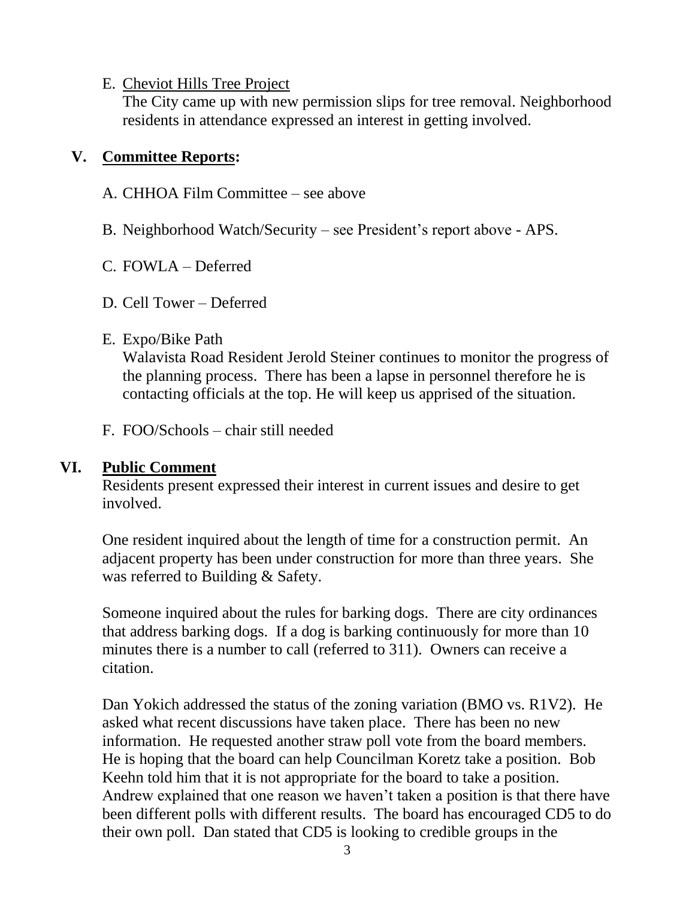E. Cheviot Hills Tree Project
   The City came up with new permission slips for tree removal. Neighborhood residents in attendance expressed an interest in getting involved.

## V. Committee Reports:

A. CHHOA Film Committee – see above

B. Neighborhood Watch/Security – see President's report above - APS.

C. FOWLA – Deferred

D. Cell Tower – Deferred

E. Expo/Bike Path
   Walavista Road Resident Jerold Steiner continues to monitor the progress of the planning process. There has been a lapse in personnel therefore he is contacting officials at the top. He will keep us apprised of the situation.

F. FOO/Schools – chair still needed

## VI. Public Comment

Residents present expressed their interest in current issues and desire to get involved.

One resident inquired about the length of time for a construction permit. An adjacent property has been under construction for more than three years. She was referred to Building & Safety.

Someone inquired about the rules for barking dogs. There are city ordinances that address barking dogs. If a dog is barking continuously for more than 10 minutes there is a number to call (referred to 311). Owners can receive a citation.

Dan Yokich addressed the status of the zoning variation (BMO vs. R1V2). He asked what recent discussions have taken place. There has been no new information. He requested another straw poll vote from the board members. He is hoping that the board can help Councilman Koretz take a position. Bob Keehn told him that it is not appropriate for the board to take a position. Andrew explained that one reason we haven't taken a position is that there have been different polls with different results. The board has encouraged CD5 to do their own poll. Dan stated that CD5 is looking to credible groups in the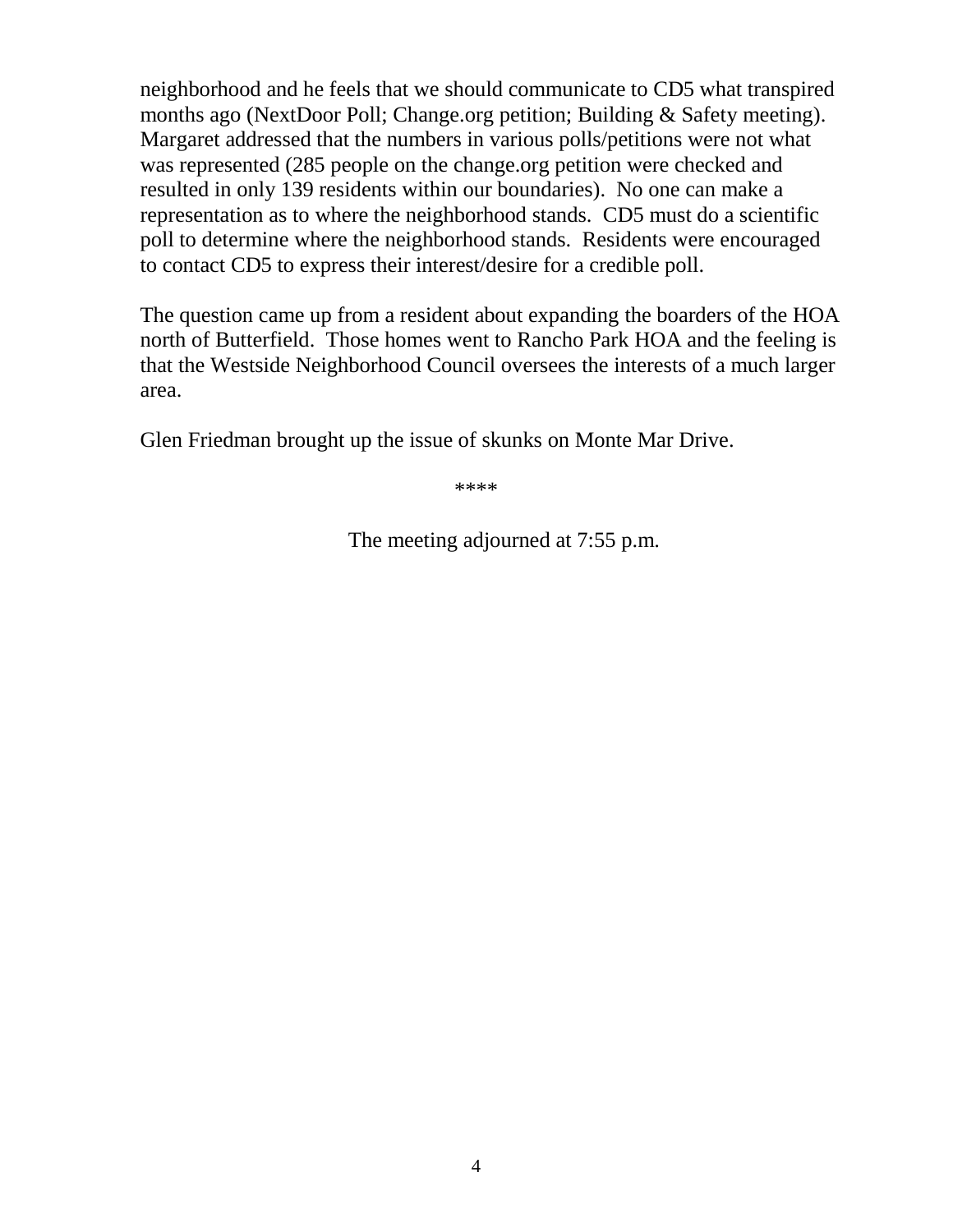neighborhood and he feels that we should communicate to CD5 what transpired months ago (NextDoor Poll; Change.org petition; Building & Safety meeting). Margaret addressed that the numbers in various polls/petitions were not what was represented (285 people on the change.org petition were checked and resulted in only 139 residents within our boundaries). No one can make a representation as to where the neighborhood stands. CD5 must do a scientific poll to determine where the neighborhood stands. Residents were encouraged to contact CD5 to express their interest/desire for a credible poll.

The question came up from a resident about expanding the boarders of the HOA north of Butterfield. Those homes went to Rancho Park HOA and the feeling is that the Westside Neighborhood Council oversees the interests of a much larger area.

Glen Friedman brought up the issue of skunks on Monte Mar Drive.

****

The meeting adjourned at 7:55 p.m.